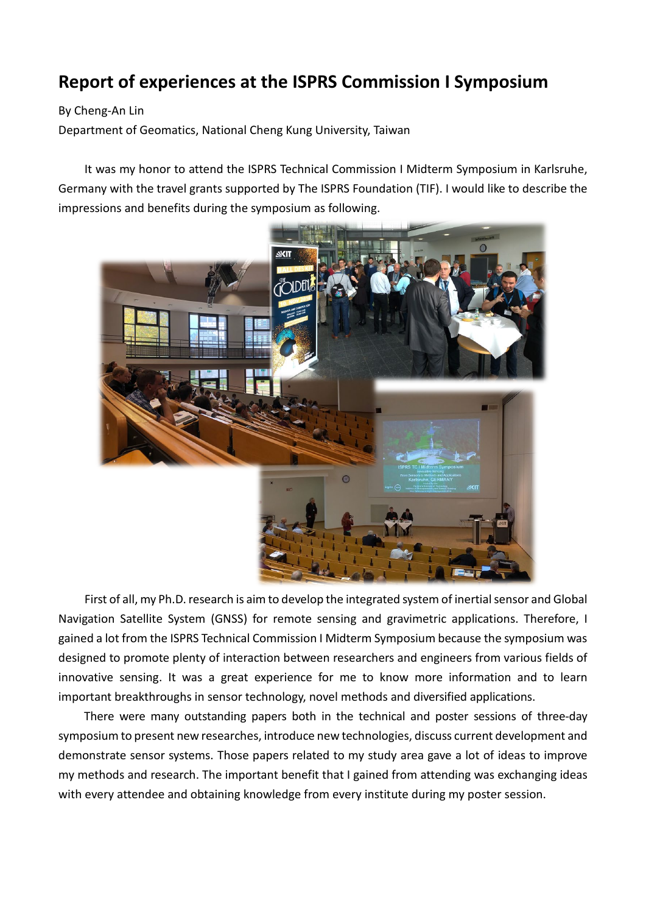# Report of experiences at the ISPRS Commission I Symposium

By Cheng-An Lin

Department of Geomatics, National Cheng Kung University, Taiwan

It was my honor to attend the ISPRS Technical Commission I Midterm Symposium in Karlsruhe, Germany with the travel grants supported by The ISPRS Foundation (TIF). I would like to describe the impressions and benefits during the symposium as following.

First of all, my Ph.D. research is aim to develop the integrated system of inertial sensor and Global Navigation Satellite System (GNSS) for remote sensing and gravimetric applications. Therefore, I gained a lot from the ISPRS Technical Commission I Midterm Symposium because the symposium was designed to promote plenty of interaction between researchers and engineers from various fields of innovative sensing. It was a great experience for me to know more information and to learn important breakthroughs in sensor technology, novel methods and diversified applications.

There were many outstanding papers both in the technical and poster sessions of three-day symposium to present new researches, introduce new technologies, discuss current development and demonstrate sensor systems. Those papers related to my study area gave a lot of ideas to improve my methods and research. The important benefit that I gained from attending was exchanging ideas with every attendee and obtaining knowledge from every institute during my poster session.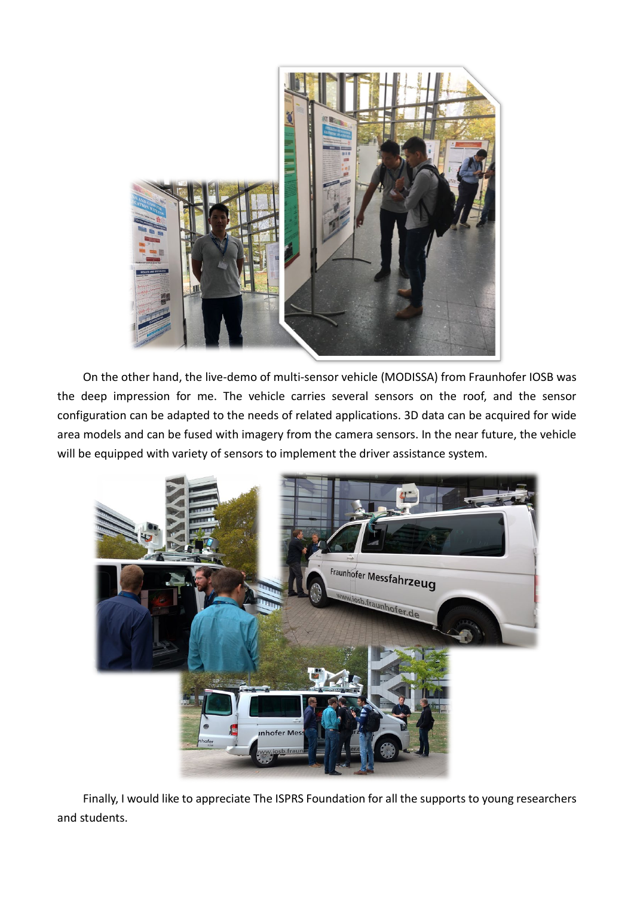On the other hand, the live-demo of multi-sensor vehicle (MODISSA) from Fraunhofer IOSB was the deep impression for me. The vehicle carries several sensors on the roof, and the sensor configuration can be adapted to the needs of related applications. 3D data can be acquired for wide area models and can be fused with imagery from the camera sensors. In the near future, the vehicle will be equipped with variety of sensors to implement the driver assistance system.

Finally, I would like to appreciate The ISPRS Foundation for all the supports to young researchers and students.